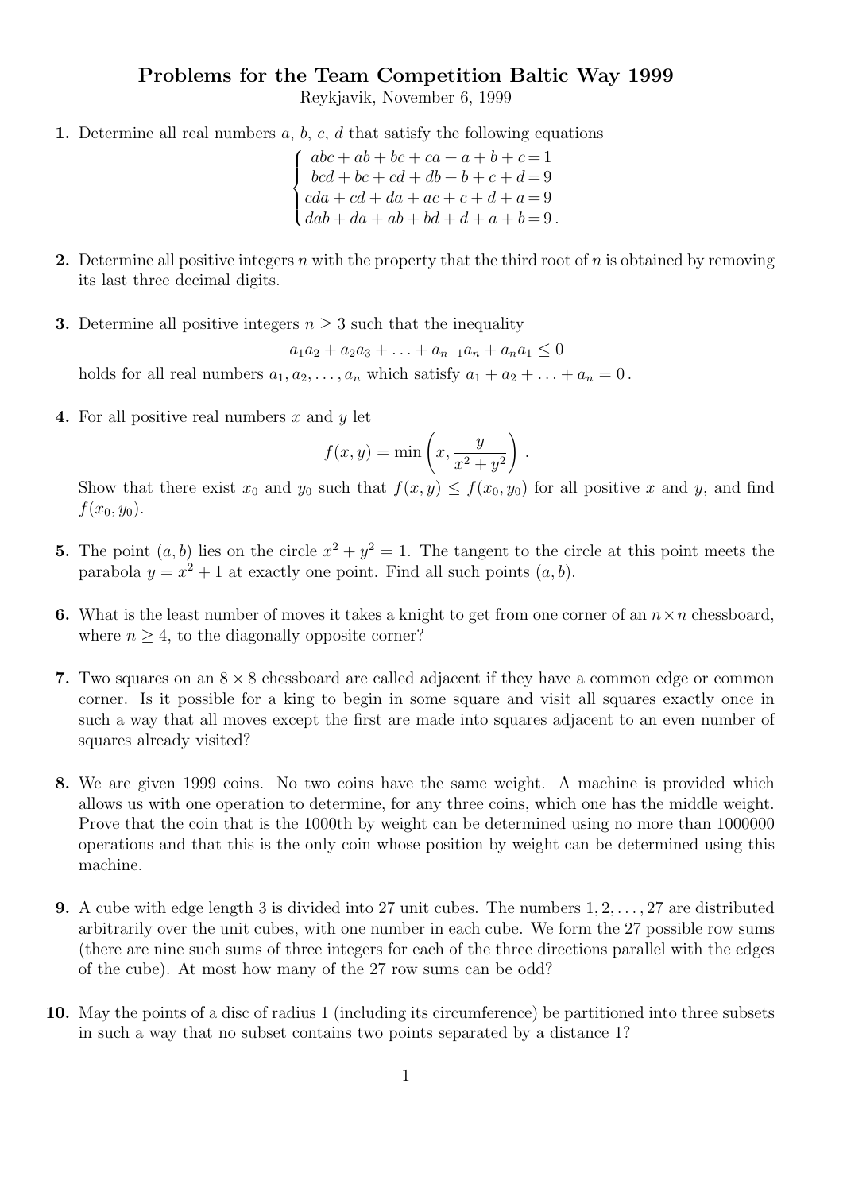# Problems for the Team Competition Baltic Way 1999

Reykjavik, November 6, 1999

**1.** Determine all real numbers $a$, $b$, $c$, $d$ that satisfy the following equations

$$\begin{cases} abc + ab + bc + ca + a + b + c = 1 \\ bcd + bc + cd + db + b + c + d = 9 \\ cda + cd + da + ac + c + d + a = 9 \\ dab + da + ab + bd + d + a + b = 9\,. \end{cases}$$

**2.** Determine all positive integers $n$ with the property that the third root of $n$ is obtained by removing its last three decimal digits.

**3.** Determine all positive integers $n \geq 3$ such that the inequality

$$a_1a_2 + a_2a_3 + \ldots + a_{n-1}a_n + a_na_1 \leq 0$$

holds for all real numbers $a_1, a_2, \ldots, a_n$ which satisfy $a_1 + a_2 + \ldots + a_n = 0$.

**4.** For all positive real numbers $x$ and $y$ let

$$f(x, y) = \min\left(x, \frac{y}{x^2 + y^2}\right).$$

Show that there exist $x_0$ and $y_0$ such that $f(x, y) \leq f(x_0, y_0)$ for all positive $x$ and $y$, and find $f(x_0, y_0)$.

**5.** The point $(a, b)$ lies on the circle $x^2 + y^2 = 1$. The tangent to the circle at this point meets the parabola $y = x^2 + 1$ at exactly one point. Find all such points $(a, b)$.

**6.** What is the least number of moves it takes a knight to get from one corner of an $n \times n$ chessboard, where $n \geq 4$, to the diagonally opposite corner?

**7.** Two squares on an $8 \times 8$ chessboard are called adjacent if they have a common edge or common corner. Is it possible for a king to begin in some square and visit all squares exactly once in such a way that all moves except the first are made into squares adjacent to an even number of squares already visited?

**8.** We are given 1999 coins. No two coins have the same weight. A machine is provided which allows us with one operation to determine, for any three coins, which one has the middle weight. Prove that the coin that is the 1000th by weight can be determined using no more than 1000000 operations and that this is the only coin whose position by weight can be determined using this machine.

**9.** A cube with edge length 3 is divided into 27 unit cubes. The numbers $1, 2, \ldots, 27$ are distributed arbitrarily over the unit cubes, with one number in each cube. We form the 27 possible row sums (there are nine such sums of three integers for each of the three directions parallel with the edges of the cube). At most how many of the 27 row sums can be odd?

**10.** May the points of a disc of radius 1 (including its circumference) be partitioned into three subsets in such a way that no subset contains two points separated by a distance 1?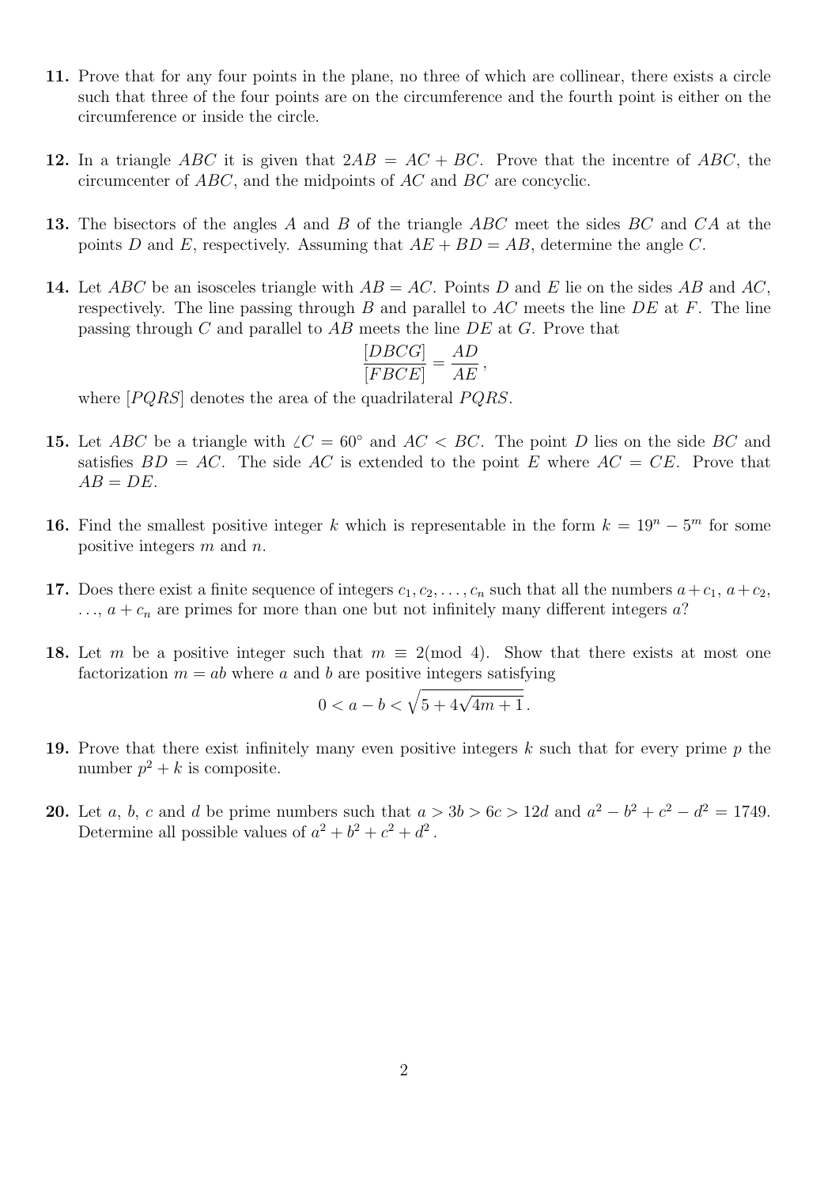**11.** Prove that for any four points in the plane, no three of which are collinear, there exists a circle such that three of the four points are on the circumference and the fourth point is either on the circumference or inside the circle.

**12.** In a triangle $ABC$ it is given that $2AB = AC + BC$. Prove that the incentre of $ABC$, the circumcenter of $ABC$, and the midpoints of $AC$ and $BC$ are concyclic.

**13.** The bisectors of the angles $A$ and $B$ of the triangle $ABC$ meet the sides $BC$ and $CA$ at the points $D$ and $E$, respectively. Assuming that $AE + BD = AB$, determine the angle $C$.

**14.** Let $ABC$ be an isosceles triangle with $AB = AC$. Points $D$ and $E$ lie on the sides $AB$ and $AC$, respectively. The line passing through $B$ and parallel to $AC$ meets the line $DE$ at $F$. The line passing through $C$ and parallel to $AB$ meets the line $DE$ at $G$. Prove that

$$\frac{[DBCG]}{[FBCE]} = \frac{AD}{AE},$$

where $[PQRS]$ denotes the area of the quadrilateral $PQRS$.

**15.** Let $ABC$ be a triangle with $\angle C = 60^\circ$ and $AC < BC$. The point $D$ lies on the side $BC$ and satisfies $BD = AC$. The side $AC$ is extended to the point $E$ where $AC = CE$. Prove that $AB = DE$.

**16.** Find the smallest positive integer $k$ which is representable in the form $k = 19^n - 5^m$ for some positive integers $m$ and $n$.

**17.** Does there exist a finite sequence of integers $c_1, c_2, \ldots, c_n$ such that all the numbers $a + c_1$, $a + c_2$, $\ldots$, $a + c_n$ are primes for more than one but not infinitely many different integers $a$?

**18.** Let $m$ be a positive integer such that $m \equiv 2 \pmod 4$. Show that there exists at most one factorization $m = ab$ where $a$ and $b$ are positive integers satisfying

$$0 < a - b < \sqrt{5 + 4\sqrt{4m + 1}}.$$

**19.** Prove that there exist infinitely many even positive integers $k$ such that for every prime $p$ the number $p^2 + k$ is composite.

**20.** Let $a$, $b$, $c$ and $d$ be prime numbers such that $a > 3b > 6c > 12d$ and $a^2 - b^2 + c^2 - d^2 = 1749$. Determine all possible values of $a^2 + b^2 + c^2 + d^2$.